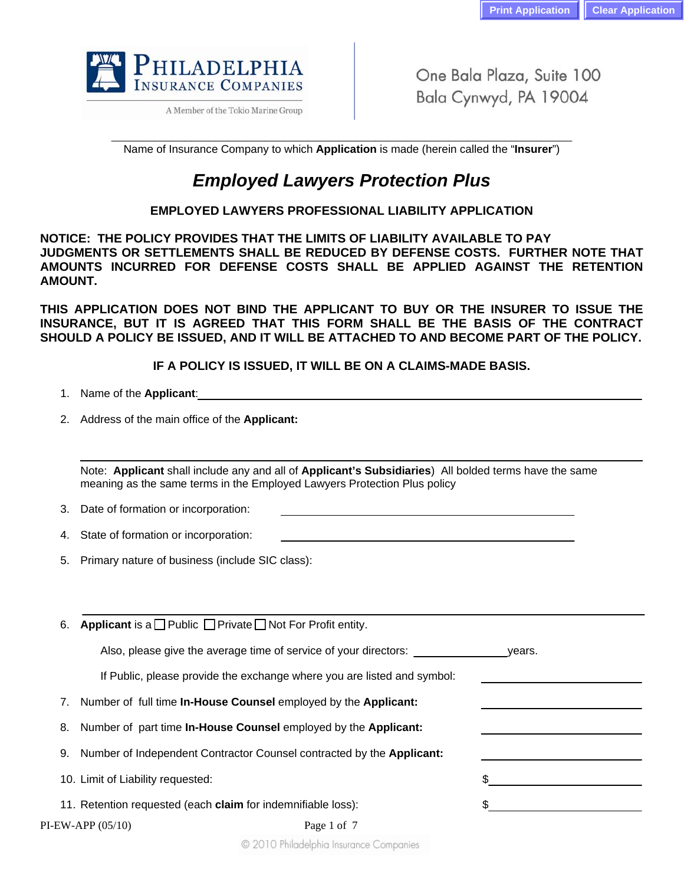Philadelphia Insurance Companies

A Member of the Tokio Marine Group

One Bala Plaza, Suite 100
Bala Cynwyd, PA 19004

Name of Insurance Company to which **Application** is made (herein called the "**Insurer**")

# *Employed Lawyers Protection Plus*

## EMPLOYED LAWYERS PROFESSIONAL LIABILITY APPLICATION

**NOTICE: THE POLICY PROVIDES THAT THE LIMITS OF LIABILITY AVAILABLE TO PAY JUDGMENTS OR SETTLEMENTS SHALL BE REDUCED BY DEFENSE COSTS. FURTHER NOTE THAT AMOUNTS INCURRED FOR DEFENSE COSTS SHALL BE APPLIED AGAINST THE RETENTION AMOUNT.**

**THIS APPLICATION DOES NOT BIND THE APPLICANT TO BUY OR THE INSURER TO ISSUE THE INSURANCE, BUT IT IS AGREED THAT THIS FORM SHALL BE THE BASIS OF THE CONTRACT SHOULD A POLICY BE ISSUED, AND IT WILL BE ATTACHED TO AND BECOME PART OF THE POLICY.**

**IF A POLICY IS ISSUED, IT WILL BE ON A CLAIMS-MADE BASIS.**

1. Name of the **Applicant**: ______________________________

2. Address of the main office of the **Applicant:**

   ______________________________

   Note: **Applicant** shall include any and all of **Applicant's Subsidiaries**) All bolded terms have the same meaning as the same terms in the Employed Lawyers Protection Plus policy

3. Date of formation or incorporation: ______________________________

4. State of formation or incorporation: ______________________________

5. Primary nature of business (include SIC class):

   ______________________________

6. **Applicant** is a ☐ Public ☐ Private ☐ Not For Profit entity.

   Also, please give the average time of service of your directors: ______________ years.

   If Public, please provide the exchange where you are listed and symbol: ______________

7. Number of full time **In-House Counsel** employed by the **Applicant:** ______________

8. Number of part time **In-House Counsel** employed by the **Applicant:** ______________

9. Number of Independent Contractor Counsel contracted by the **Applicant:** ______________

10. Limit of Liability requested: $______________

11. Retention requested (each **claim** for indemnifiable loss): $______________

PI-EW-APP (05/10)

© 2010 Philadelphia Insurance Companies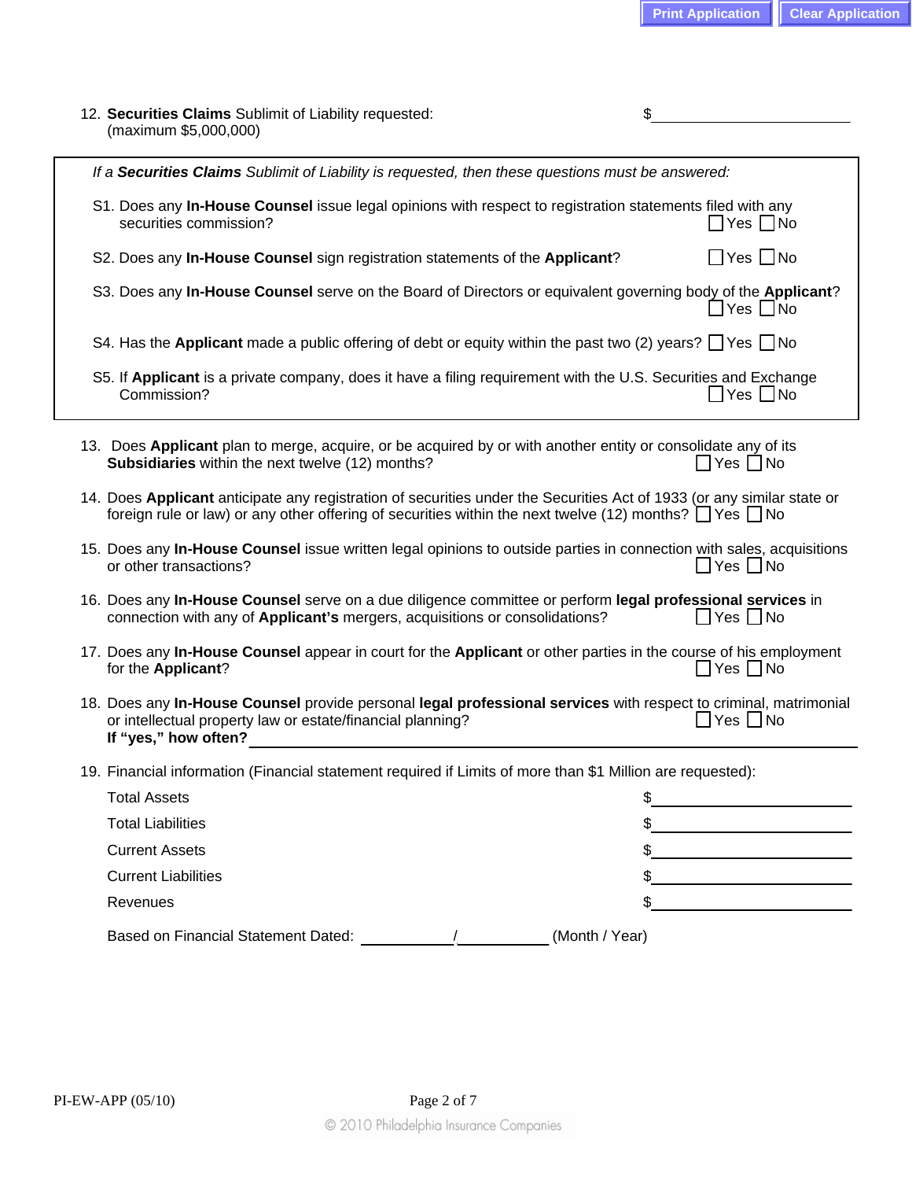12. **Securities Claims** Sublimit of Liability requested: $\_\_\_\_\_\_\_\_\_\_\_\_\_\_\_\_\_\_
    (maximum $5,000,000)

*If a* ***Securities Claims*** *Sublimit of Liability is requested, then these questions must be answered:*

S1. Does any **In-House Counsel** issue legal opinions with respect to registration statements filed with any securities commission? ☐ Yes ☐ No

S2. Does any **In-House Counsel** sign registration statements of the **Applicant**? ☐ Yes ☐ No

S3. Does any **In-House Counsel** serve on the Board of Directors or equivalent governing body of the **Applicant**? ☐ Yes ☐ No

S4. Has the **Applicant** made a public offering of debt or equity within the past two (2) years? ☐ Yes ☐ No

S5. If **Applicant** is a private company, does it have a filing requirement with the U.S. Securities and Exchange Commission? ☐ Yes ☐ No

13. Does **Applicant** plan to merge, acquire, or be acquired by or with another entity or consolidate any of its **Subsidiaries** within the next twelve (12) months? ☐ Yes ☐ No

14. Does **Applicant** anticipate any registration of securities under the Securities Act of 1933 (or any similar state or foreign rule or law) or any other offering of securities within the next twelve (12) months? ☐ Yes ☐ No

15. Does any **In-House Counsel** issue written legal opinions to outside parties in connection with sales, acquisitions or other transactions? ☐ Yes ☐ No

16. Does any **In-House Counsel** serve on a due diligence committee or perform **legal professional services** in connection with any of **Applicant's** mergers, acquisitions or consolidations? ☐ Yes ☐ No

17. Does any **In-House Counsel** appear in court for the **Applicant** or other parties in the course of his employment for the **Applicant**? ☐ Yes ☐ No

18. Does any **In-House Counsel** provide personal **legal professional services** with respect to criminal, matrimonial or intellectual property law or estate/financial planning? ☐ Yes ☐ No
    **If "yes," how often?** \_\_\_\_\_\_\_\_\_\_\_\_\_\_\_\_\_\_\_\_\_\_\_\_\_\_\_\_\_\_\_\_\_\_\_\_

19. Financial information (Financial statement required if Limits of more than $1 Million are requested):

| | |
|---|---|
| Total Assets | $\_\_\_\_\_\_\_\_\_\_\_\_\_\_\_\_\_\_ |
| Total Liabilities | $\_\_\_\_\_\_\_\_\_\_\_\_\_\_\_\_\_\_ |
| Current Assets | $\_\_\_\_\_\_\_\_\_\_\_\_\_\_\_\_\_\_ |
| Current Liabilities | $\_\_\_\_\_\_\_\_\_\_\_\_\_\_\_\_\_\_ |
| Revenues | $\_\_\_\_\_\_\_\_\_\_\_\_\_\_\_\_\_\_ |

Based on Financial Statement Dated: \_\_\_\_\_\_\_\_\_\_/\_\_\_\_\_\_\_\_\_\_ (Month / Year)

PI-EW-APP (05/10)

© 2010 Philadelphia Insurance Companies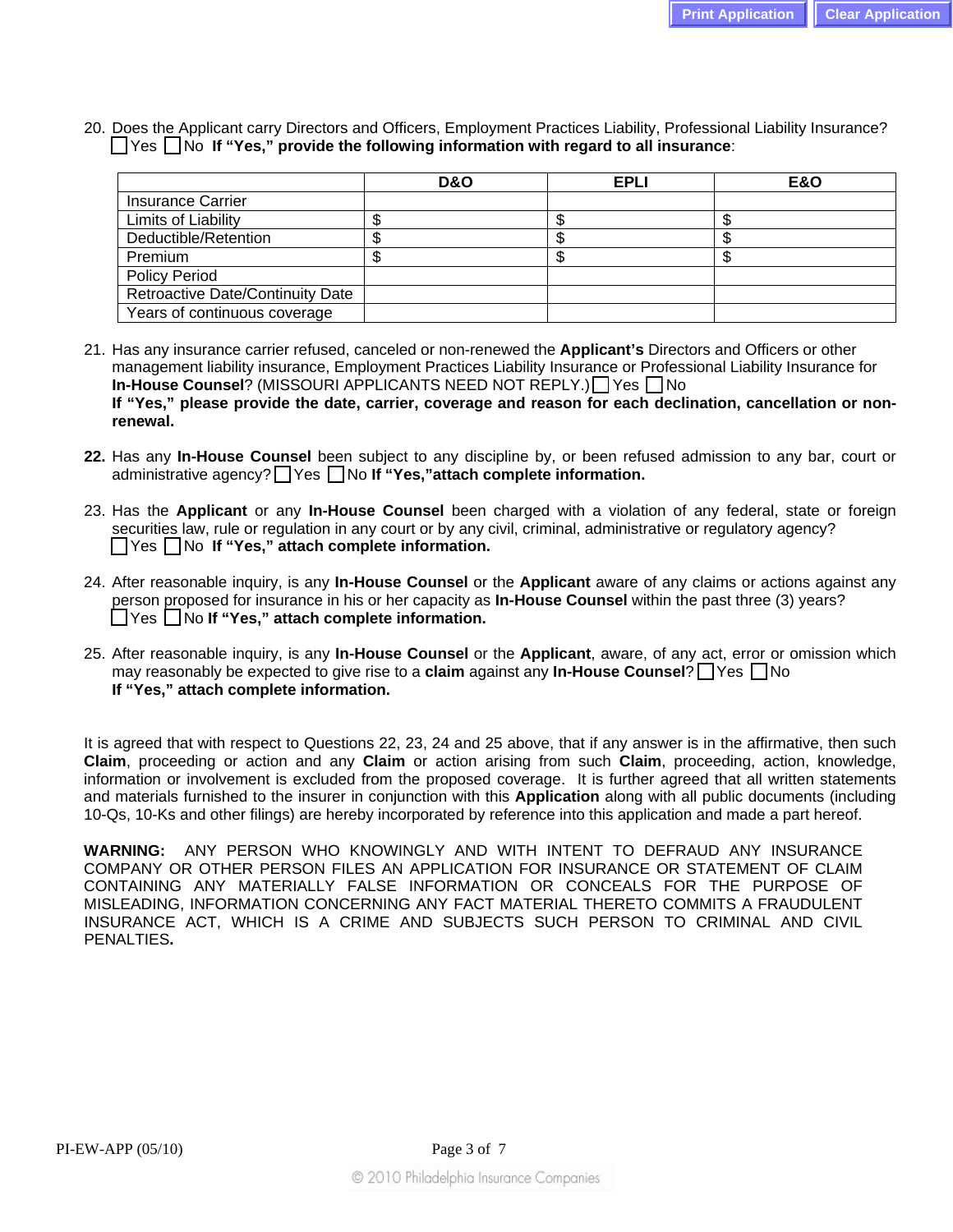20. Does the Applicant carry Directors and Officers, Employment Practices Liability, Professional Liability Insurance? ☐ Yes ☐ No **If "Yes," provide the following information with regard to all insurance**:

| | D&O | EPLI | E&O |
|---|---|---|---|
| Insurance Carrier | | | |
| Limits of Liability | $ | $ | $ |
| Deductible/Retention | $ | $ | $ |
| Premium | $ | $ | $ |
| Policy Period | | | |
| Retroactive Date/Continuity Date | | | |
| Years of continuous coverage | | | |

21. Has any insurance carrier refused, canceled or non-renewed the **Applicant's** Directors and Officers or other management liability insurance, Employment Practices Liability Insurance or Professional Liability Insurance for **In-House Counsel**? (MISSOURI APPLICANTS NEED NOT REPLY.) ☐ Yes ☐ No
**If "Yes," please provide the date, carrier, coverage and reason for each declination, cancellation or non-renewal.**

**22.** Has any **In-House Counsel** been subject to any discipline by, or been refused admission to any bar, court or administrative agency? ☐ Yes ☐ No **If "Yes,"attach complete information.**

23. Has the **Applicant** or any **In-House Counsel** been charged with a violation of any federal, state or foreign securities law, rule or regulation in any court or by any civil, criminal, administrative or regulatory agency? ☐ Yes ☐ No **If "Yes," attach complete information.**

24. After reasonable inquiry, is any **In-House Counsel** or the **Applicant** aware of any claims or actions against any person proposed for insurance in his or her capacity as **In-House Counsel** within the past three (3) years? ☐ Yes ☐ No **If "Yes," attach complete information.**

25. After reasonable inquiry, is any **In-House Counsel** or the **Applicant**, aware, of any act, error or omission which may reasonably be expected to give rise to a **claim** against any **In-House Counsel**? ☐ Yes ☐ No
**If "Yes," attach complete information.**

It is agreed that with respect to Questions 22, 23, 24 and 25 above, that if any answer is in the affirmative, then such **Claim**, proceeding or action and any **Claim** or action arising from such **Claim**, proceeding, action, knowledge, information or involvement is excluded from the proposed coverage. It is further agreed that all written statements and materials furnished to the insurer in conjunction with this **Application** along with all public documents (including 10-Qs, 10-Ks and other filings) are hereby incorporated by reference into this application and made a part hereof.

**WARNING:** ANY PERSON WHO KNOWINGLY AND WITH INTENT TO DEFRAUD ANY INSURANCE COMPANY OR OTHER PERSON FILES AN APPLICATION FOR INSURANCE OR STATEMENT OF CLAIM CONTAINING ANY MATERIALLY FALSE INFORMATION OR CONCEALS FOR THE PURPOSE OF MISLEADING, INFORMATION CONCERNING ANY FACT MATERIAL THERETO COMMITS A FRAUDULENT INSURANCE ACT, WHICH IS A CRIME AND SUBJECTS SUCH PERSON TO CRIMINAL AND CIVIL PENALTIES**.**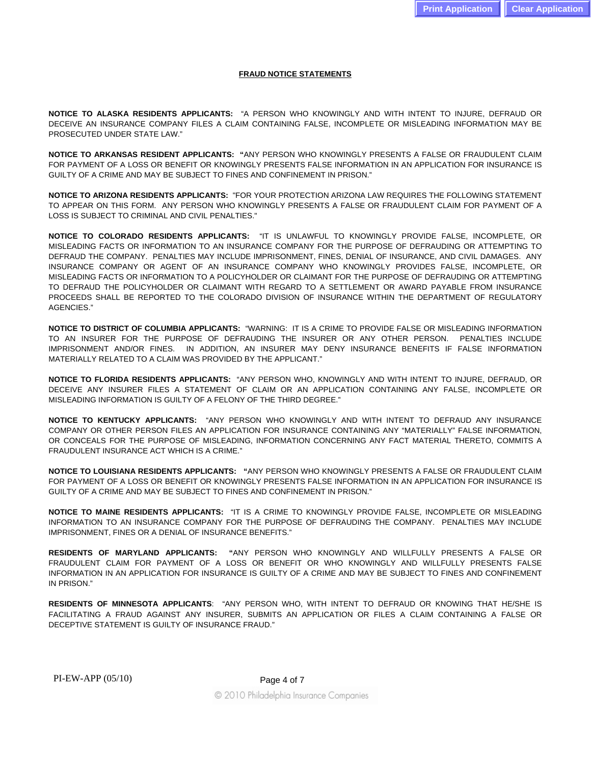## FRAUD NOTICE STATEMENTS

**NOTICE TO ALASKA RESIDENTS APPLICANTS:** "A PERSON WHO KNOWINGLY AND WITH INTENT TO INJURE, DEFRAUD OR DECEIVE AN INSURANCE COMPANY FILES A CLAIM CONTAINING FALSE, INCOMPLETE OR MISLEADING INFORMATION MAY BE PROSECUTED UNDER STATE LAW."

**NOTICE TO ARKANSAS RESIDENT APPLICANTS: "**ANY PERSON WHO KNOWINGLY PRESENTS A FALSE OR FRAUDULENT CLAIM FOR PAYMENT OF A LOSS OR BENEFIT OR KNOWINGLY PRESENTS FALSE INFORMATION IN AN APPLICATION FOR INSURANCE IS GUILTY OF A CRIME AND MAY BE SUBJECT TO FINES AND CONFINEMENT IN PRISON."

**NOTICE TO ARIZONA RESIDENTS APPLICANTS:** "FOR YOUR PROTECTION ARIZONA LAW REQUIRES THE FOLLOWING STATEMENT TO APPEAR ON THIS FORM. ANY PERSON WHO KNOWINGLY PRESENTS A FALSE OR FRAUDULENT CLAIM FOR PAYMENT OF A LOSS IS SUBJECT TO CRIMINAL AND CIVIL PENALTIES."

**NOTICE TO COLORADO RESIDENTS APPLICANTS:** "IT IS UNLAWFUL TO KNOWINGLY PROVIDE FALSE, INCOMPLETE, OR MISLEADING FACTS OR INFORMATION TO AN INSURANCE COMPANY FOR THE PURPOSE OF DEFRAUDING OR ATTEMPTING TO DEFRAUD THE COMPANY. PENALTIES MAY INCLUDE IMPRISONMENT, FINES, DENIAL OF INSURANCE, AND CIVIL DAMAGES. ANY INSURANCE COMPANY OR AGENT OF AN INSURANCE COMPANY WHO KNOWINGLY PROVIDES FALSE, INCOMPLETE, OR MISLEADING FACTS OR INFORMATION TO A POLICYHOLDER OR CLAIMANT FOR THE PURPOSE OF DEFRAUDING OR ATTEMPTING TO DEFRAUD THE POLICYHOLDER OR CLAIMANT WITH REGARD TO A SETTLEMENT OR AWARD PAYABLE FROM INSURANCE PROCEEDS SHALL BE REPORTED TO THE COLORADO DIVISION OF INSURANCE WITHIN THE DEPARTMENT OF REGULATORY AGENCIES."

**NOTICE TO DISTRICT OF COLUMBIA APPLICANTS:** "WARNING: IT IS A CRIME TO PROVIDE FALSE OR MISLEADING INFORMATION TO AN INSURER FOR THE PURPOSE OF DEFRAUDING THE INSURER OR ANY OTHER PERSON. PENALTIES INCLUDE IMPRISONMENT AND/OR FINES. IN ADDITION, AN INSURER MAY DENY INSURANCE BENEFITS IF FALSE INFORMATION MATERIALLY RELATED TO A CLAIM WAS PROVIDED BY THE APPLICANT."

**NOTICE TO FLORIDA RESIDENTS APPLICANTS:** "ANY PERSON WHO, KNOWINGLY AND WITH INTENT TO INJURE, DEFRAUD, OR DECEIVE ANY INSURER FILES A STATEMENT OF CLAIM OR AN APPLICATION CONTAINING ANY FALSE, INCOMPLETE OR MISLEADING INFORMATION IS GUILTY OF A FELONY OF THE THIRD DEGREE."

**NOTICE TO KENTUCKY APPLICANTS:** "ANY PERSON WHO KNOWINGLY AND WITH INTENT TO DEFRAUD ANY INSURANCE COMPANY OR OTHER PERSON FILES AN APPLICATION FOR INSURANCE CONTAINING ANY "MATERIALLY" FALSE INFORMATION, OR CONCEALS FOR THE PURPOSE OF MISLEADING, INFORMATION CONCERNING ANY FACT MATERIAL THERETO, COMMITS A FRAUDULENT INSURANCE ACT WHICH IS A CRIME."

**NOTICE TO LOUISIANA RESIDENTS APPLICANTS: "**ANY PERSON WHO KNOWINGLY PRESENTS A FALSE OR FRAUDULENT CLAIM FOR PAYMENT OF A LOSS OR BENEFIT OR KNOWINGLY PRESENTS FALSE INFORMATION IN AN APPLICATION FOR INSURANCE IS GUILTY OF A CRIME AND MAY BE SUBJECT TO FINES AND CONFINEMENT IN PRISON."

**NOTICE TO MAINE RESIDENTS APPLICANTS:** "IT IS A CRIME TO KNOWINGLY PROVIDE FALSE, INCOMPLETE OR MISLEADING INFORMATION TO AN INSURANCE COMPANY FOR THE PURPOSE OF DEFRAUDING THE COMPANY. PENALTIES MAY INCLUDE IMPRISONMENT, FINES OR A DENIAL OF INSURANCE BENEFITS."

**RESIDENTS OF MARYLAND APPLICANTS: "**ANY PERSON WHO KNOWINGLY AND WILLFULLY PRESENTS A FALSE OR FRAUDULENT CLAIM FOR PAYMENT OF A LOSS OR BENEFIT OR WHO KNOWINGLY AND WILLFULLY PRESENTS FALSE INFORMATION IN AN APPLICATION FOR INSURANCE IS GUILTY OF A CRIME AND MAY BE SUBJECT TO FINES AND CONFINEMENT IN PRISON."

**RESIDENTS OF MINNESOTA APPLICANTS**: "ANY PERSON WHO, WITH INTENT TO DEFRAUD OR KNOWING THAT HE/SHE IS FACILITATING A FRAUD AGAINST ANY INSURER, SUBMITS AN APPLICATION OR FILES A CLAIM CONTAINING A FALSE OR DECEPTIVE STATEMENT IS GUILTY OF INSURANCE FRAUD."

PI-EW-APP (05/10)

© 2010 Philadelphia Insurance Companies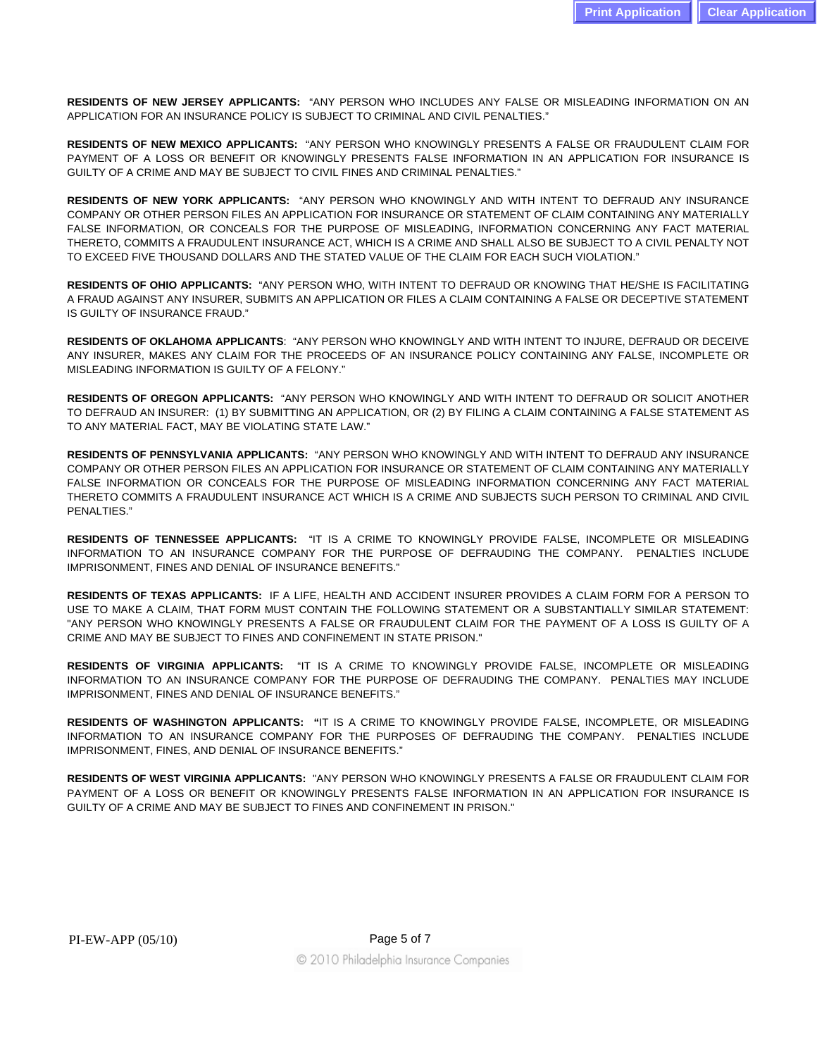**RESIDENTS OF NEW JERSEY APPLICANTS:** "ANY PERSON WHO INCLUDES ANY FALSE OR MISLEADING INFORMATION ON AN APPLICATION FOR AN INSURANCE POLICY IS SUBJECT TO CRIMINAL AND CIVIL PENALTIES."

**RESIDENTS OF NEW MEXICO APPLICANTS:** "ANY PERSON WHO KNOWINGLY PRESENTS A FALSE OR FRAUDULENT CLAIM FOR PAYMENT OF A LOSS OR BENEFIT OR KNOWINGLY PRESENTS FALSE INFORMATION IN AN APPLICATION FOR INSURANCE IS GUILTY OF A CRIME AND MAY BE SUBJECT TO CIVIL FINES AND CRIMINAL PENALTIES."

**RESIDENTS OF NEW YORK APPLICANTS:** "ANY PERSON WHO KNOWINGLY AND WITH INTENT TO DEFRAUD ANY INSURANCE COMPANY OR OTHER PERSON FILES AN APPLICATION FOR INSURANCE OR STATEMENT OF CLAIM CONTAINING ANY MATERIALLY FALSE INFORMATION, OR CONCEALS FOR THE PURPOSE OF MISLEADING, INFORMATION CONCERNING ANY FACT MATERIAL THERETO, COMMITS A FRAUDULENT INSURANCE ACT, WHICH IS A CRIME AND SHALL ALSO BE SUBJECT TO A CIVIL PENALTY NOT TO EXCEED FIVE THOUSAND DOLLARS AND THE STATED VALUE OF THE CLAIM FOR EACH SUCH VIOLATION."

**RESIDENTS OF OHIO APPLICANTS:** "ANY PERSON WHO, WITH INTENT TO DEFRAUD OR KNOWING THAT HE/SHE IS FACILITATING A FRAUD AGAINST ANY INSURER, SUBMITS AN APPLICATION OR FILES A CLAIM CONTAINING A FALSE OR DECEPTIVE STATEMENT IS GUILTY OF INSURANCE FRAUD."

**RESIDENTS OF OKLAHOMA APPLICANTS**: "ANY PERSON WHO KNOWINGLY AND WITH INTENT TO INJURE, DEFRAUD OR DECEIVE ANY INSURER, MAKES ANY CLAIM FOR THE PROCEEDS OF AN INSURANCE POLICY CONTAINING ANY FALSE, INCOMPLETE OR MISLEADING INFORMATION IS GUILTY OF A FELONY."

**RESIDENTS OF OREGON APPLICANTS:** "ANY PERSON WHO KNOWINGLY AND WITH INTENT TO DEFRAUD OR SOLICIT ANOTHER TO DEFRAUD AN INSURER: (1) BY SUBMITTING AN APPLICATION, OR (2) BY FILING A CLAIM CONTAINING A FALSE STATEMENT AS TO ANY MATERIAL FACT, MAY BE VIOLATING STATE LAW."

**RESIDENTS OF PENNSYLVANIA APPLICANTS:** "ANY PERSON WHO KNOWINGLY AND WITH INTENT TO DEFRAUD ANY INSURANCE COMPANY OR OTHER PERSON FILES AN APPLICATION FOR INSURANCE OR STATEMENT OF CLAIM CONTAINING ANY MATERIALLY FALSE INFORMATION OR CONCEALS FOR THE PURPOSE OF MISLEADING INFORMATION CONCERNING ANY FACT MATERIAL THERETO COMMITS A FRAUDULENT INSURANCE ACT WHICH IS A CRIME AND SUBJECTS SUCH PERSON TO CRIMINAL AND CIVIL PENALTIES."

**RESIDENTS OF TENNESSEE APPLICANTS:** "IT IS A CRIME TO KNOWINGLY PROVIDE FALSE, INCOMPLETE OR MISLEADING INFORMATION TO AN INSURANCE COMPANY FOR THE PURPOSE OF DEFRAUDING THE COMPANY. PENALTIES INCLUDE IMPRISONMENT, FINES AND DENIAL OF INSURANCE BENEFITS."

**RESIDENTS OF TEXAS APPLICANTS:** IF A LIFE, HEALTH AND ACCIDENT INSURER PROVIDES A CLAIM FORM FOR A PERSON TO USE TO MAKE A CLAIM, THAT FORM MUST CONTAIN THE FOLLOWING STATEMENT OR A SUBSTANTIALLY SIMILAR STATEMENT: "ANY PERSON WHO KNOWINGLY PRESENTS A FALSE OR FRAUDULENT CLAIM FOR THE PAYMENT OF A LOSS IS GUILTY OF A CRIME AND MAY BE SUBJECT TO FINES AND CONFINEMENT IN STATE PRISON."

**RESIDENTS OF VIRGINIA APPLICANTS:** "IT IS A CRIME TO KNOWINGLY PROVIDE FALSE, INCOMPLETE OR MISLEADING INFORMATION TO AN INSURANCE COMPANY FOR THE PURPOSE OF DEFRAUDING THE COMPANY. PENALTIES MAY INCLUDE IMPRISONMENT, FINES AND DENIAL OF INSURANCE BENEFITS."

**RESIDENTS OF WASHINGTON APPLICANTS: "**IT IS A CRIME TO KNOWINGLY PROVIDE FALSE, INCOMPLETE, OR MISLEADING INFORMATION TO AN INSURANCE COMPANY FOR THE PURPOSES OF DEFRAUDING THE COMPANY. PENALTIES INCLUDE IMPRISONMENT, FINES, AND DENIAL OF INSURANCE BENEFITS."

**RESIDENTS OF WEST VIRGINIA APPLICANTS:** "ANY PERSON WHO KNOWINGLY PRESENTS A FALSE OR FRAUDULENT CLAIM FOR PAYMENT OF A LOSS OR BENEFIT OR KNOWINGLY PRESENTS FALSE INFORMATION IN AN APPLICATION FOR INSURANCE IS GUILTY OF A CRIME AND MAY BE SUBJECT TO FINES AND CONFINEMENT IN PRISON."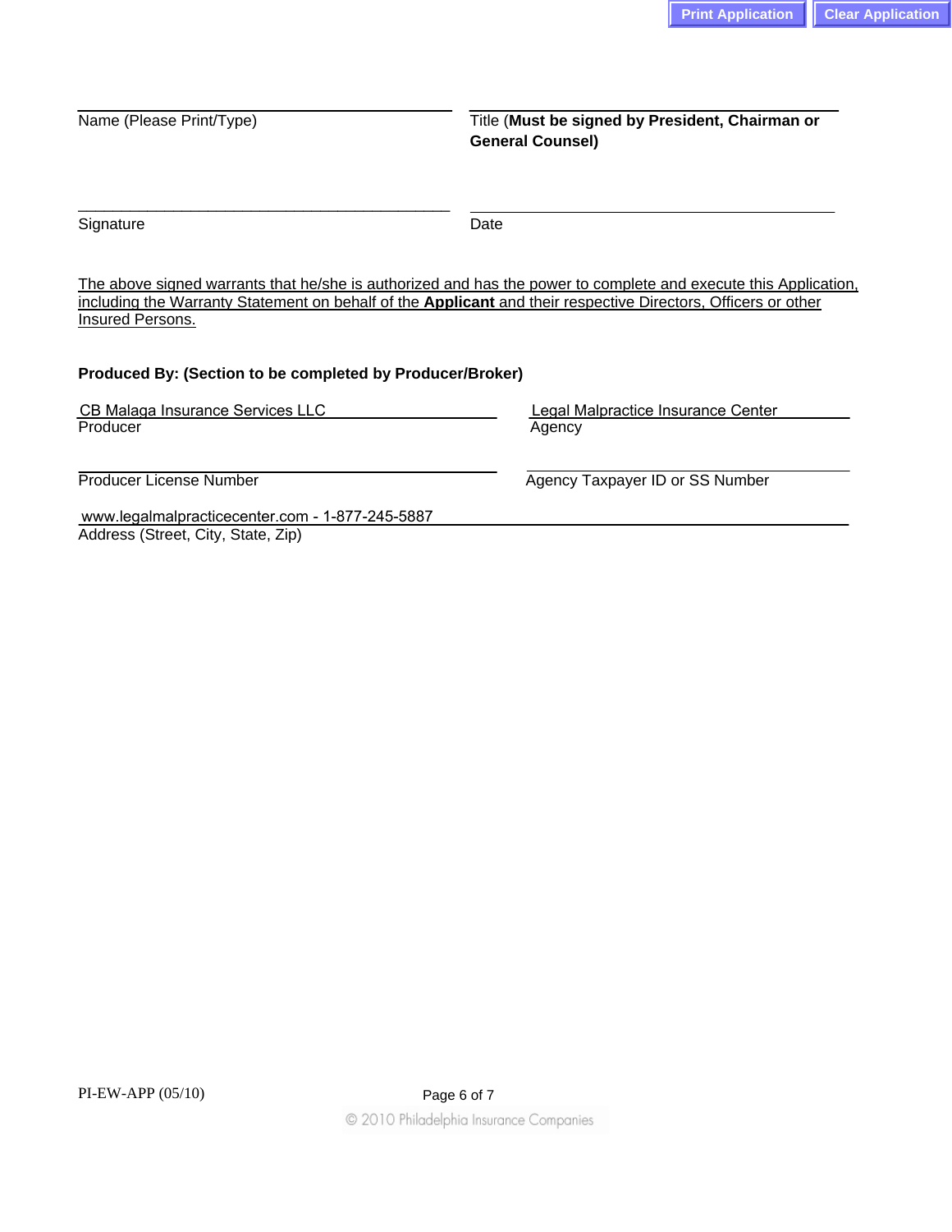Name (Please Print/Type)

Title (**Must be signed by President, Chairman or General Counsel)**

Signature

Date

The above signed warrants that he/she is authorized and has the power to complete and execute this Application, including the Warranty Statement on behalf of the **Applicant** and their respective Directors, Officers or other Insured Persons.

**Produced By: (Section to be completed by Producer/Broker)**

CB Malaga Insurance Services LLC
Producer

Legal Malpractice Insurance Center
Agency

Producer License Number

Agency Taxpayer ID or SS Number

www.legalmalpracticecenter.com - 1-877-245-5887
Address (Street, City, State, Zip)

PI-EW-APP (05/10)

© 2010 Philadelphia Insurance Companies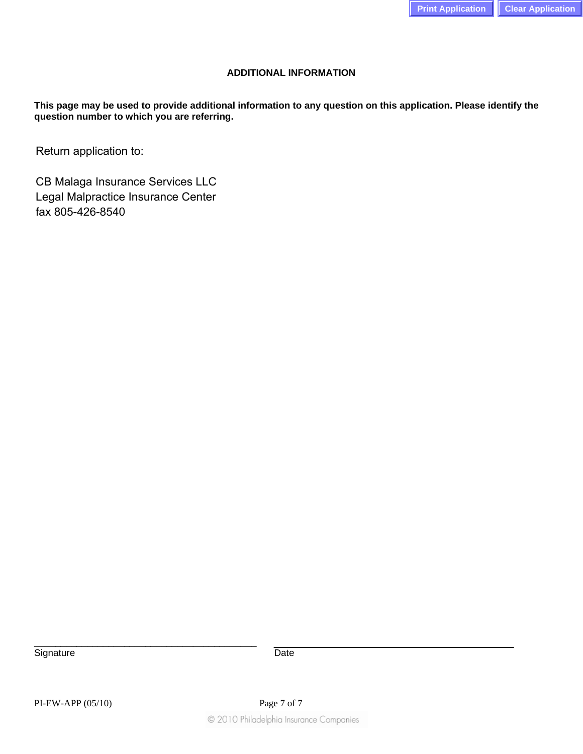## ADDITIONAL INFORMATION

**This page may be used to provide additional information to any question on this application. Please identify the question number to which you are referring.**

Return application to:

CB Malaga Insurance Services LLC
Legal Malpractice Insurance Center
fax 805-426-8540

\_\_\_\_\_\_\_\_\_\_\_\_\_\_\_\_\_\_\_\_\_\_\_\_\_\_\_\_\_\_\_\_\_\_\_\_\_\_\_\_ \_\_\_\_\_\_\_\_\_\_\_\_\_\_\_\_\_\_\_\_\_\_\_\_\_\_\_\_\_\_\_\_\_\_\_\_\_\_\_\_

Signature Date

PI-EW-APP (05/10)

© 2010 Philadelphia Insurance Companies